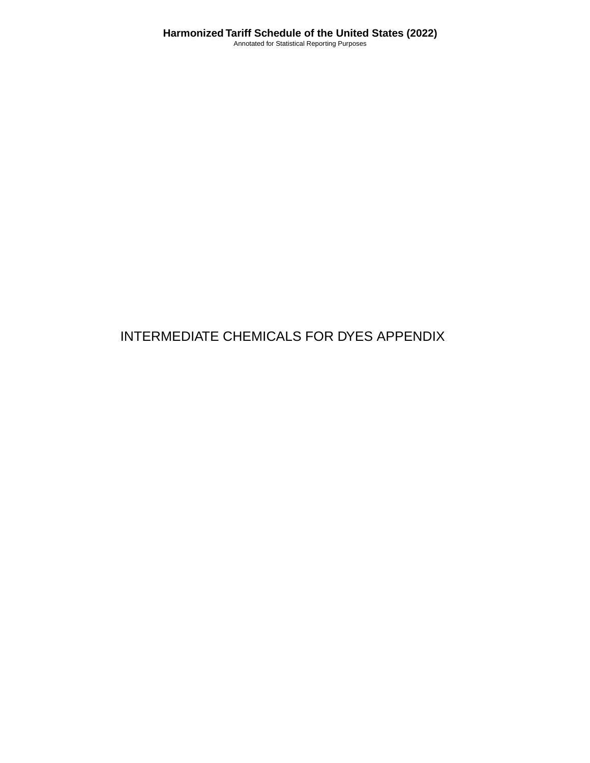# INTERMEDIATE CHEMICALS FOR DYES APPENDIX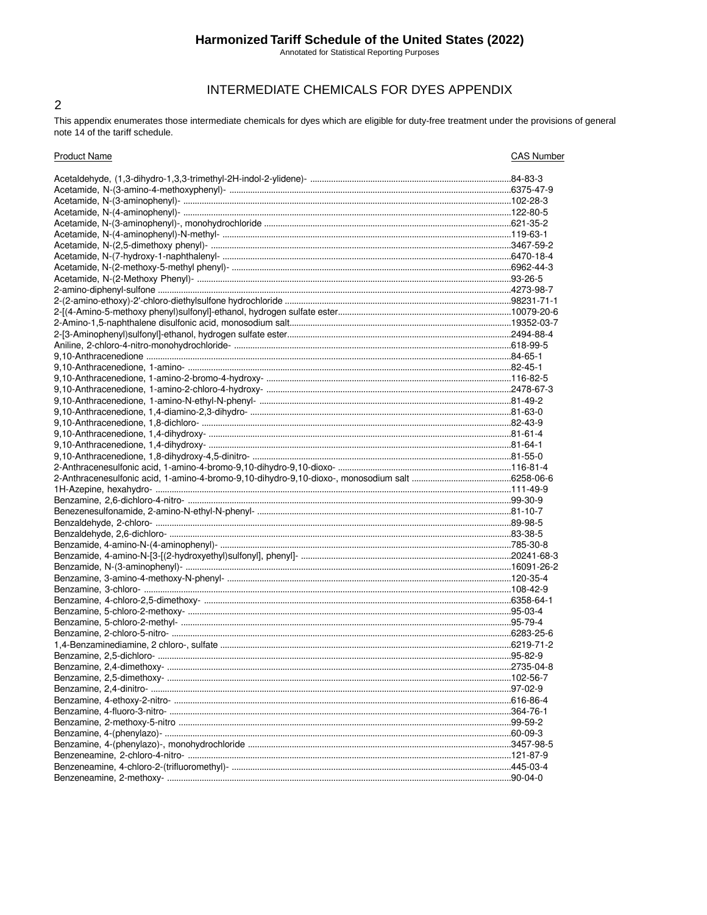# Harmonized Tariff Schedule of the United States (2022)

Annotated for Statistical Reporting Purposes

## INTERMEDIATE CHEMICALS FOR DYES APPENDIX

This appendix enumerates those intermediate chemicals for dyes which are eligible for duty-free treatment under the provisions of general note 14 of the tariff schedule.

| Product Name | CAS Number |
|---|---|
| Acetaldehyde, (1,3-dihydro-1,3,3-trimethyl-2H-indol-2-ylidene)- | 84-83-3 |
| Acetamide, N-(3-amino-4-methoxyphenyl)- | 6375-47-9 |
| Acetamide, N-(3-aminophenyl)- | 102-28-3 |
| Acetamide, N-(4-aminophenyl)- | 122-80-5 |
| Acetamide, N-(3-aminophenyl)-, monohydrochloride | 621-35-2 |
| Acetamide, N-(4-aminophenyl)-N-methyl- | 119-63-1 |
| Acetamide, N-(2,5-dimethoxy phenyl)- | 3467-59-2 |
| Acetamide, N-(7-hydroxy-1-naphthalenyl- | 6470-18-4 |
| Acetamide, N-(2-methoxy-5-methyl phenyl)- | 6962-44-3 |
| Acetamide, N-(2-Methoxy Phenyl)- | 93-26-5 |
| 2-amino-diphenyl-sulfone | 4273-98-7 |
| 2-(2-amino-ethoxy)-2'-chloro-diethylsulfone hydrochloride | 98231-71-1 |
| 2-[(4-Amino-5-methoxy phenyl)sulfonyl]-ethanol, hydrogen sulfate ester | 10079-20-6 |
| 2-Amino-1,5-naphthalene disulfonic acid, monosodium salt | 19352-03-7 |
| 2-[3-Aminophenyl)sulfonyl]-ethanol, hydrogen sulfate ester | 2494-88-4 |
| Aniline, 2-chloro-4-nitro-monohydrochloride- | 618-99-5 |
| 9,10-Anthracenedione | 84-65-1 |
| 9,10-Anthracenedione, 1-amino- | 82-45-1 |
| 9,10-Anthracenedione, 1-amino-2-bromo-4-hydroxy- | 116-82-5 |
| 9,10-Anthracenedione, 1-amino-2-chloro-4-hydroxy- | 2478-67-3 |
| 9,10-Anthracenedione, 1-amino-N-ethyl-N-phenyl- | 81-49-2 |
| 9,10-Anthracenedione, 1,4-diamino-2,3-dihydro- | 81-63-0 |
| 9,10-Anthracenedione, 1,8-dichloro- | 82-43-9 |
| 9,10-Anthracenedione, 1,4-dihydroxy- | 81-61-4 |
| 9,10-Anthracenedione, 1,4-dihydroxy- | 81-64-1 |
| 9,10-Anthracenedione, 1,8-dihydroxy-4,5-dinitro- | 81-55-0 |
| 2-Anthracenesulfonic acid, 1-amino-4-bromo-9,10-dihydro-9,10-dioxo- | 116-81-4 |
| 2-Anthracenesulfonic acid, 1-amino-4-bromo-9,10-dihydro-9,10-dioxo-, monosodium salt | 6258-06-6 |
| 1H-Azepine, hexahydro- | 111-49-9 |
| Benzamine, 2,6-dichloro-4-nitro- | 99-30-9 |
| Benezenesulfonamide, 2-amino-N-ethyl-N-phenyl- | 81-10-7 |
| Benzaldehyde, 2-chloro- | 89-98-5 |
| Benzaldehyde, 2,6-dichloro- | 83-38-5 |
| Benzamide, 4-amino-N-(4-aminophenyl)- | 785-30-8 |
| Benzamide, 4-amino-N-[3-[(2-hydroxyethyl)sulfonyl], phenyl]- | 20241-68-3 |
| Benzamide, N-(3-aminophenyl)- | 16091-26-2 |
| Benzamine, 3-amino-4-methoxy-N-phenyl- | 120-35-4 |
| Benzamine, 3-chloro- | 108-42-9 |
| Benzamine, 4-chloro-2,5-dimethoxy- | 6358-64-1 |
| Benzamine, 5-chloro-2-methoxy- | 95-03-4 |
| Benzamine, 5-chloro-2-methyl- | 95-79-4 |
| Benzamine, 2-chloro-5-nitro- | 6283-25-6 |
| 1,4-Benzaminediamine, 2 chloro-, sulfate | 6219-71-2 |
| Benzamine, 2,5-dichloro- | 95-82-9 |
| Benzamine, 2,4-dimethoxy- | 2735-04-8 |
| Benzamine, 2,5-dimethoxy- | 102-56-7 |
| Benzamine, 2,4-dinitro- | 97-02-9 |
| Benzamine, 4-ethoxy-2-nitro- | 616-86-4 |
| Benzamine, 4-fluoro-3-nitro- | 364-76-1 |
| Benzamine, 2-methoxy-5-nitro | 99-59-2 |
| Benzamine, 4-(phenylazo)- | 60-09-3 |
| Benzamine, 4-(phenylazo)-, monohydrochloride | 3457-98-5 |
| Benzeneamine, 2-chloro-4-nitro- | 121-87-9 |
| Benzeneamine, 4-chloro-2-(trifluoromethyl)- | 445-03-4 |
| Benzeneamine, 2-methoxy- | 90-04-0 |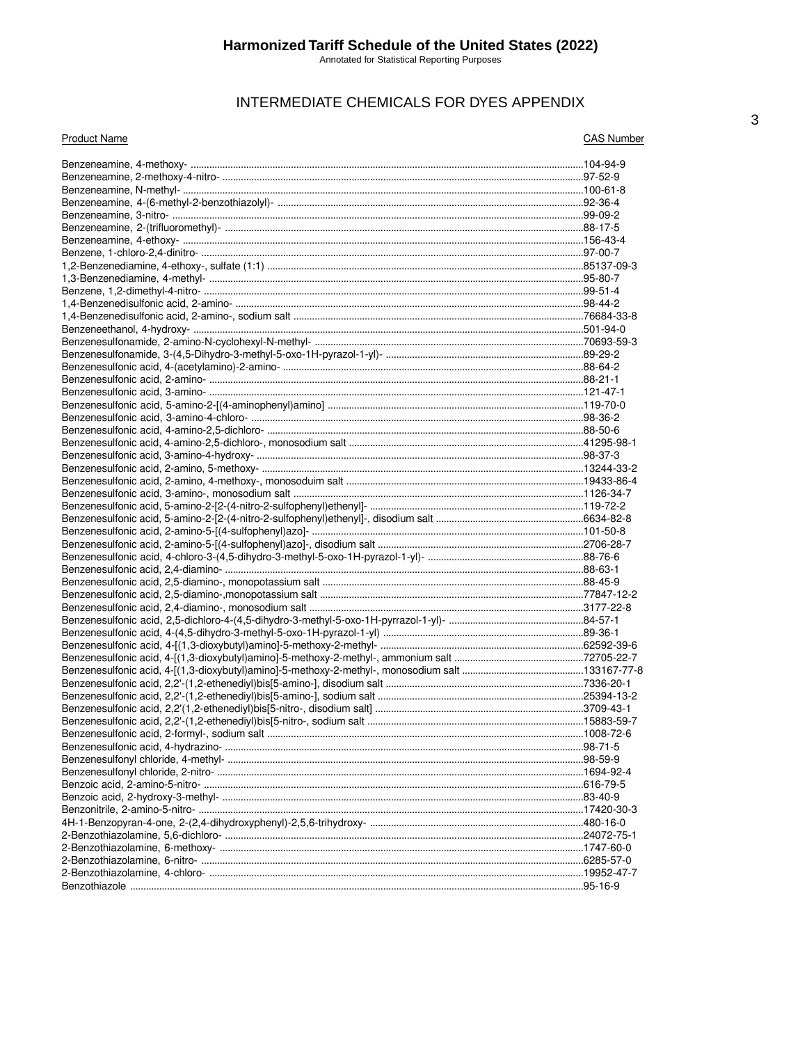## INTERMEDIATE CHEMICALS FOR DYES APPENDIX

| Product Name | CAS Number |
|---|---|
| Benzeneamine, 4-methoxy- | 104-94-9 |
| Benzeneamine, 2-methoxy-4-nitro- | 97-52-9 |
| Benzeneamine, N-methyl- | 100-61-8 |
| Benzeneamine, 4-(6-methyl-2-benzothiazolyl)- | 92-36-4 |
| Benzeneamine, 3-nitro- | 99-09-2 |
| Benzeneamine, 2-(trifluoromethyl)- | 88-17-5 |
| Benzeneamine, 4-ethoxy- | 156-43-4 |
| Benzene, 1-chloro-2,4-dinitro- | 97-00-7 |
| 1,2-Benzenediamine, 4-ethoxy-, sulfate (1:1) | 85137-09-3 |
| 1,3-Benzenediamine, 4-methyl- | 95-80-7 |
| Benzene, 1,2-dimethyl-4-nitro- | 99-51-4 |
| 1,4-Benzenedisulfonic acid, 2-amino- | 98-44-2 |
| 1,4-Benzenedisulfonic acid, 2-amino-, sodium salt | 76684-33-8 |
| Benzeneethanol, 4-hydroxy- | 501-94-0 |
| Benzenesulfonamide, 2-amino-N-cyclohexyl-N-methyl- | 70693-59-3 |
| Benzenesulfonamide, 3-(4,5-Dihydro-3-methyl-5-oxo-1H-pyrazol-1-yl)- | 89-29-2 |
| Benzenesulfonic acid, 4-(acetylamino)-2-amino- | 88-64-2 |
| Benzenesulfonic acid, 2-amino- | 88-21-1 |
| Benzenesulfonic acid, 3-amino- | 121-47-1 |
| Benzenesulfonic acid, 5-amino-2-[(4-aminophenyl)amino] | 119-70-0 |
| Benzenesulfonic acid, 3-amino-4-chloro- | 98-36-2 |
| Benzenesulfonic acid, 4-amino-2,5-dichloro- | 88-50-6 |
| Benzenesulfonic acid, 4-amino-2,5-dichloro-, monosodium salt | 41295-98-1 |
| Benzenesulfonic acid, 3-amino-4-hydroxy- | 98-37-3 |
| Benzenesulfonic acid, 2-amino, 5-methoxy- | 13244-33-2 |
| Benzenesulfonic acid, 2-amino, 4-methoxy-, monosoduim salt | 19433-86-4 |
| Benzenesulfonic acid, 3-amino-, monosodium salt | 1126-34-7 |
| Benzenesulfonic acid, 5-amino-2-[2-(4-nitro-2-sulfophenyl)ethenyl]- | 119-72-2 |
| Benzenesulfonic acid, 5-amino-2-[2-(4-nitro-2-sulfophenyl)ethenyl]-, disodium salt | 6634-82-8 |
| Benzenesulfonic acid, 2-amino-5-[(4-sulfophenyl)azo]- | 101-50-8 |
| Benzenesulfonic acid, 2-amino-5-[(4-sulfophenyl)azo]-, disodium salt | 2706-28-7 |
| Benzenesulfonic acid, 4-chloro-3-(4,5-dihydro-3-methyl-5-oxo-1H-pyrazol-1-yl)- | 88-76-6 |
| Benzenesulfonic acid, 2,4-diamino- | 88-63-1 |
| Benzenesulfonic acid, 2,5-diamino-, monopotassium salt | 88-45-9 |
| Benzenesulfonic acid, 2,5-diamino-,monopotassium salt | 77847-12-2 |
| Benzenesulfonic acid, 2,4-diamino-, monosodium salt | 3177-22-8 |
| Benzenesulfonic acid, 2,5-dichloro-4-(4,5-dihydro-3-methyl-5-oxo-1H-pyrrazol-1-yl)- | 84-57-1 |
| Benzenesulfonic acid, 4-(4,5-dihydro-3-methyl-5-oxo-1H-pyrazol-1-yl) | 89-36-1 |
| Benzenesulfonic acid, 4-[(1,3-dioxybutyl)amino]-5-methoxy-2-methyl- | 62592-39-6 |
| Benzenesulfonic acid, 4-[(1,3-dioxybutyl)amino]-5-methoxy-2-methyl-, ammonium salt | 72705-22-7 |
| Benzenesulfonic acid, 4-[(1,3-dioxybutyl)amino]-5-methoxy-2-methyl-, monosodium salt | 133167-77-8 |
| Benzenesulfonic acid, 2,2'-(1,2-ethenediyl)bis[5-amino-], disodium salt | 7336-20-1 |
| Benzenesulfonic acid, 2,2'-(1,2-ethenediyl)bis[5-amino-], sodium salt | 25394-13-2 |
| Benzenesulfonic acid, 2,2'(1,2-ethenediyl)bis[5-nitro-, disodium salt] | 3709-43-1 |
| Benzenesulfonic acid, 2,2'-(1,2-ethenediyl)bis[5-nitro-, sodium salt | 15883-59-7 |
| Benzenesulfonic acid, 2-formyl-, sodium salt | 1008-72-6 |
| Benzenesulfonic acid, 4-hydrazino- | 98-71-5 |
| Benzenesulfonyl chloride, 4-methyl- | 98-59-9 |
| Benzenesulfonyl chloride, 2-nitro- | 1694-92-4 |
| Benzoic acid, 2-amino-5-nitro- | 616-79-5 |
| Benzoic acid, 2-hydroxy-3-methyl- | 83-40-9 |
| Benzonitrile, 2-amino-5-nitro- | 17420-30-3 |
| 4H-1-Benzopyran-4-one, 2-(2,4-dihydroxyphenyl)-2,5,6-trihydroxy- | 480-16-0 |
| 2-Benzothiazolamine, 5,6-dichloro- | 24072-75-1 |
| 2-Benzothiazolamine, 6-methoxy- | 1747-60-0 |
| 2-Benzothiazolamine, 6-nitro- | 6285-57-0 |
| 2-Benzothiazolamine, 4-chloro- | 19952-47-7 |
| Benzothiazole | 95-16-9 |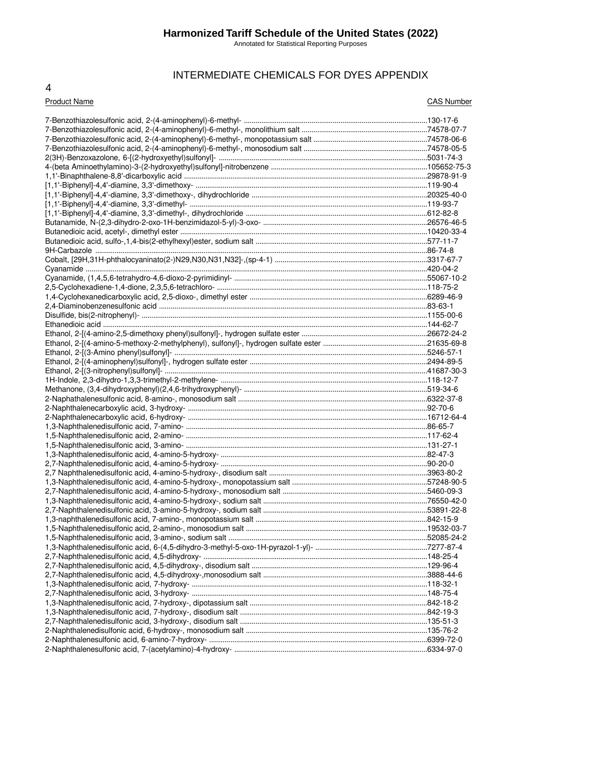# INTERMEDIATE CHEMICALS FOR DYES APPENDIX

| Product Name | CAS Number |
|---|---|
| 7-Benzothiazolesulfonic acid, 2-(4-aminophenyl)-6-methyl- | 130-17-6 |
| 7-Benzothiazolesulfonic acid, 2-(4-aminophenyl)-6-methyl-, monolithium salt | 74578-07-7 |
| 7-Benzothiazolesulfonic acid, 2-(4-aminophenyl)-6-methyl-, monopotassium salt | 74578-06-6 |
| 7-Benzothiazolesulfonic acid, 2-(4-aminophenyl)-6-methyl-, monosodium salt | 74578-05-5 |
| 2(3H)-Benzoxazolone, 6-[(2-hydroxyethyl)sulfonyl]- | 5031-74-3 |
| 4-(beta Aminoethylamino)-3-(2-hydroxyethyl)sulfonyl]-nitrobenzene | 105652-75-3 |
| 1,1'-Binaphthalene-8,8'-dicarboxylic acid | 29878-91-9 |
| [1,1'-Biphenyl]-4,4'-diamine, 3,3'-dimethoxy- | 119-90-4 |
| [1,1'-Biphenyl]-4,4'-diamine, 3,3'-dimethoxy-, dihydrochloride | 20325-40-0 |
| [1,1'-Biphenyl]-4,4'-diamine, 3,3'-dimethyl- | 119-93-7 |
| [1,1'-Biphenyl]-4,4'-diamine, 3,3'-dimethyl-, dihydrochloride | 612-82-8 |
| Butanamide, N-(2,3-dihydro-2-oxo-1H-benzimidazol-5-yl)-3-oxo- | 26576-46-5 |
| Butanedioic acid, acetyl-, dimethyl ester | 10420-33-4 |
| Butanedioic acid, sulfo-,1,4-bis(2-ethylhexyl)ester, sodium salt | 577-11-7 |
| 9H-Carbazole | 86-74-8 |
| Cobalt, [29H,31H-phthalocyaninato(2-)N29,N30,N31,N32]-,(sp-4-1) | 3317-67-7 |
| Cyanamide | 420-04-2 |
| Cyanamide, (1,4,5,6-tetrahydro-4,6-dioxo-2-pyrimidinyl- | 55067-10-2 |
| 2,5-Cyclohexadiene-1,4-dione, 2,3,5,6-tetrachloro- | 118-75-2 |
| 1,4-Cyclohexanedicarboxylic acid, 2,5-dioxo-, dimethyl ester | 6289-46-9 |
| 2,4-Diaminobenzenesulfonic acid | 83-63-1 |
| Disulfide, bis(2-nitrophenyl)- | 1155-00-6 |
| Ethanedioic acid | 144-62-7 |
| Ethanol, 2-[(4-amino-2,5-dimethoxy phenyl)sulfonyl]-, hydrogen sulfate ester | 26672-24-2 |
| Ethanol, 2-[(4-amino-5-methoxy-2-methylphenyl), sulfonyl]-, hydrogen sulfate ester | 21635-69-8 |
| Ethanol, 2-[(3-Amino phenyl)sulfonyl]- | 5246-57-1 |
| Ethanol, 2-[(4-aminophenyl)sulfonyl]-, hydrogen sulfate ester | 2494-89-5 |
| Ethanol, 2-[(3-nitrophenyl)sulfonyl]- | 41687-30-3 |
| 1H-Indole, 2,3-dihydro-1,3,3-trimethyl-2-methylene- | 118-12-7 |
| Methanone, (3,4-dihydroxyphenyl)(2,4,6-trihydroxyphenyl)- | 519-34-6 |
| 2-Naphathalenesulfonic acid, 8-amino-, monosodium salt | 6322-37-8 |
| 2-Naphthalenecarboxylic acid, 3-hydroxy- | 92-70-6 |
| 2-Naphthalenecarboxylic acid, 6-hydroxy- | 16712-64-4 |
| 1,3-Naphthalenedisulfonic acid, 7-amino- | 86-65-7 |
| 1,5-Naphthalenedisulfonic acid, 2-amino- | 117-62-4 |
| 1,5-Naphthalenedisulfonic acid, 3-amino- | 131-27-1 |
| 1,3-Naphthalenedisulfonic acid, 4-amino-5-hydroxy- | 82-47-3 |
| 2,7-Naphthalenedisulfonic acid, 4-amino-5-hydroxy- | 90-20-0 |
| 2,7 Naphthalenedisulfonic acid, 4-amino-5-hydroxy-, disodium salt | 3963-80-2 |
| 1,3-Naphthalenedisulfonic acid, 4-amino-5-hydroxy-, monopotassium salt | 57248-90-5 |
| 2,7-Naphthalenedisulfonic acid, 4-amino-5-hydroxy-, monosodium salt | 5460-09-3 |
| 1,3-Naphthalenedisulfonic acid, 4-amino-5-hydroxy-, sodium salt | 76550-42-0 |
| 2,7-Naphthalenedisulfonic acid, 3-amino-5-hydroxy-, sodium salt | 53891-22-8 |
| 1,3-naphthalenedisulfonic acid, 7-amino-, monopotassium salt | 842-15-9 |
| 1,5-Naphthalenedisulfonic acid, 2-amino-, monosodium salt | 19532-03-7 |
| 1,5-Naphthalenedisulfonic acid, 3-amino-, sodium salt | 52085-24-2 |
| 1,3-Naphthalenedisulfonic acid, 6-(4,5-dihydro-3-methyl-5-oxo-1H-pyrazol-1-yl)- | 7277-87-4 |
| 2,7-Naphthalenedisulfonic acid, 4,5-dihydroxy- | 148-25-4 |
| 2,7-Naphthalenedisulfonic acid, 4,5-dihydroxy-, disodium salt | 129-96-4 |
| 2,7-Naphthalenedisulfonic acid, 4,5-dihydroxy-,monosodium salt | 3888-44-6 |
| 1,3-Naphthalenedisulfonic acid, 7-hydroxy- | 118-32-1 |
| 2,7-Naphthalenedisulfonic acid, 3-hydroxy- | 148-75-4 |
| 1,3-Naphthalenedisulfonic acid, 7-hydroxy-, dipotassium salt | 842-18-2 |
| 1,3-Naphthalenedisulfonic acid, 7-hydroxy-, disodium salt | 842-19-3 |
| 2,7-Naphthalenedisulfonic acid, 3-hydroxy-, disodium salt | 135-51-3 |
| 2-Naphthalenedisulfonic acid, 6-hydroxy-, monosodium salt | 135-76-2 |
| 2-Naphthalenesulfonic acid, 6-amino-7-hydroxy- | 6399-72-0 |
| 2-Naphthalenesulfonic acid, 7-(acetylamino)-4-hydroxy- | 6334-97-0 |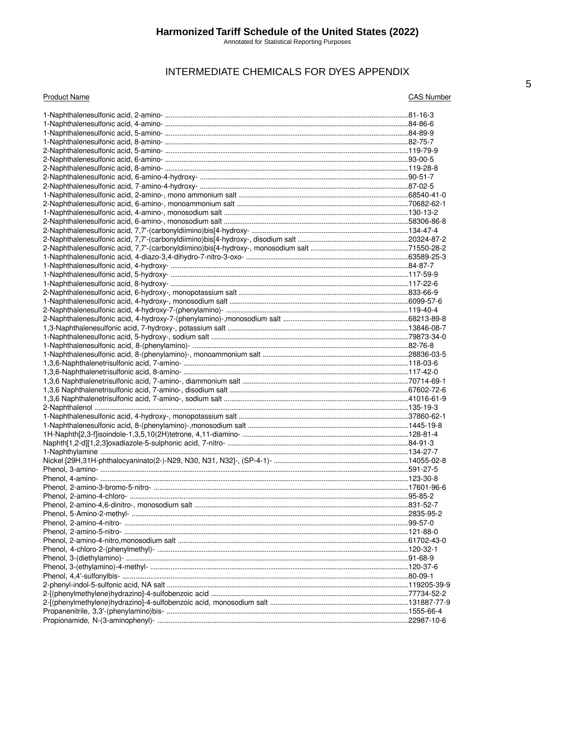# INTERMEDIATE CHEMICALS FOR DYES APPENDIX

| Product Name | CAS Number |
|---|---|
| 1-Naphthalenesulfonic acid, 2-amino- | 81-16-3 |
| 1-Naphthalenesulfonic acid, 4-amino- | 84-86-6 |
| 1-Naphthalenesulfonic acid, 5-amino- | 84-89-9 |
| 1-Naphthalenesulfonic acid, 8-amino- | 82-75-7 |
| 2-Naphthalenesulfonic acid, 5-amino- | 119-79-9 |
| 2-Naphthalenesulfonic acid, 6-amino- | 93-00-5 |
| 2-Naphthalenesulfonic acid, 8-amino- | 119-28-8 |
| 2-Naphthalenesulfonic acid, 6-amino-4-hydroxy- | 90-51-7 |
| 2-Naphthalenesulfonic acid, 7-amino-4-hydroxy- | 87-02-5 |
| 1-Naphthalenesulfonic acid, 2-amino-, mono ammonium salt | 68540-41-0 |
| 2-Naphthalenesulfonic acid, 6-amino-, monoammonium salt | 70682-62-1 |
| 1-Naphthalenesulfonic acid, 4-amino-, monosodium salt | 130-13-2 |
| 2-Naphthalenesulfonic acid, 6-amino-, monosodium salt | 58306-86-8 |
| 2-Naphthalenesulfonic acid, 7,7'-(carbonyldiimino)bis[4-hydroxy- | 134-47-4 |
| 2-Naphthalenesulfonic acid, 7,7'-(carbonyldiimino)bis[4-hydroxy-, disodium salt | 20324-87-2 |
| 2-Naphthalenesulfonic acid, 7,7'-(carbonyldiimino)bis[4-hydroxy-, monosodium salt | 71550-28-2 |
| 1-Naphthalenesulfonic acid, 4-diazo-3,4-dihydro-7-nitro-3-oxo- | 63589-25-3 |
| 1-Naphthalenesulfonic acid, 4-hydroxy- | 84-87-7 |
| 1-Naphthalenesulfonic acid, 5-hydroxy- | 117-59-9 |
| 1-Naphthalenesulfonic acid, 8-hydroxy- | 117-22-6 |
| 2-Naphthalenesulfonic acid, 6-hydroxy-, monopotassium salt | 833-66-9 |
| 1-Naphthalenesulfonic acid, 4-hydroxy-, monosodium salt | 6099-57-6 |
| 2-Naphthalenesulfonic acid, 4-hydroxy-7-(phenylamino)- | 119-40-4 |
| 2-Naphthalenesulfonic acid, 4-hydroxy-7-(phenylamino)-,monosodium salt | 68213-89-8 |
| 1,3-Naphthalenesulfonic acid, 7-hydroxy-, potassium salt | 13846-08-7 |
| 1-Naphthalenesulfonic acid, 5-hydroxy-, sodium salt | 79873-34-0 |
| 1-Naphthalenesulfonic acid, 8-(phenylamino)- | 82-76-8 |
| 1-Naphthalenesulfonic acid, 8-(phenylamino)-, monoammonium salt | 28836-03-5 |
| 1,3,6-Naphthalenetrisulfonic acid, 7-amino- | 118-03-6 |
| 1,3,6-Naphthalenetrisulfonic acid, 8-amino- | 117-42-0 |
| 1,3,6 Naphthalenetrisulfonic acid, 7-amino-, diammonium salt | 70714-69-1 |
| 1,3,6 Naphthalenetrisulfonic acid, 7-amino-, disodium salt | 67602-72-6 |
| 1,3,6 Naphthalenetrisulfonic acid, 7-amino-, sodium salt | 41016-61-9 |
| 2-Naphthalenol | 135-19-3 |
| 1-Naphthalenesulfonic acid, 4-hydroxy-, monopotassium salt | 37860-62-1 |
| 1-Naphthalenesulfonic acid, 8-(phenylamino)-,monosodium salt | 1445-19-8 |
| 1H-Naphth[2,3-f]isoindole-1,3,5,10(2H)tetrone, 4,11-diamino- | 128-81-4 |
| Naphth[1,2-d][1,2,3]oxadiazole-5-sulphonic acid, 7-nitro- | 84-91-3 |
| 1-Naphthylamine | 134-27-7 |
| Nickel [29H,31H-phthalocyaninato(2-)-N29, N30, N31, N32]-, (SP-4-1)- | 14055-02-8 |
| Phenol, 3-amino- | 591-27-5 |
| Phenol, 4-amino- | 123-30-8 |
| Phenol, 2-amino-3-bromo-5-nitro- | 17601-96-6 |
| Phenol, 2-amino-4-chloro- | 95-85-2 |
| Phenol, 2-amino-4,6-dinitro-, monosodium salt | 831-52-7 |
| Phenol, 5-Amino-2-methyl- | 2835-95-2 |
| Phenol, 2-amino-4-nitro- | 99-57-0 |
| Phenol, 2-amino-5-nitro- | 121-88-0 |
| Phenol, 2-amino-4-nitro,monosodium salt | 61702-43-0 |
| Phenol, 4-chloro-2-(phenylmethyl)- | 120-32-1 |
| Phenol, 3-(diethylamino)- | 91-68-9 |
| Phenol, 3-(ethylamino)-4-methyl- | 120-37-6 |
| Phenol, 4,4'-sulfonylbis- | 80-09-1 |
| 2-phenyl-indol-5-sulfonic acid, NA salt | 119205-39-9 |
| 2-[(phenylmethylene)hydrazino]-4-sulfobenzoic acid | 77734-52-2 |
| 2-[(phenylmethylene)hydrazino]-4-sulfobenzoic acid, monosodium salt | 131887-77-9 |
| Propanenitrile, 3,3'-(phenylamino)bis- | 1555-66-4 |
| Propionamide, N-(3-aminophenyl)- | 22987-10-6 |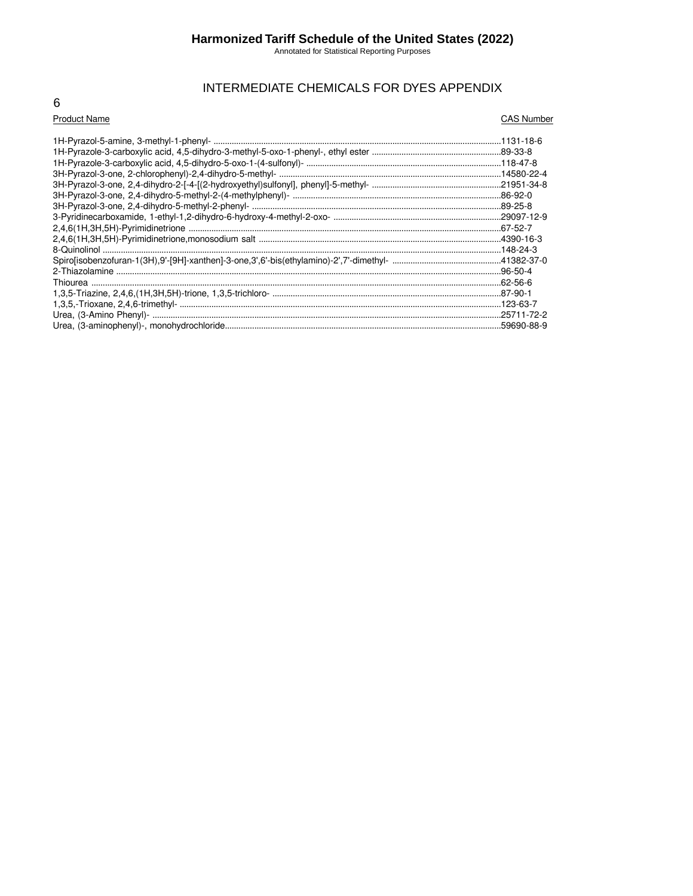# Harmonized Tariff Schedule of the United States (2022)

Annotated for Statistical Reporting Purposes

## INTERMEDIATE CHEMICALS FOR DYES APPENDIX

| Product Name | CAS Number |
| --- | --- |
| 1H-Pyrazol-5-amine, 3-methyl-1-phenyl- | 1131-18-6 |
| 1H-Pyrazole-3-carboxylic acid, 4,5-dihydro-3-methyl-5-oxo-1-phenyl-, ethyl ester | 89-33-8 |
| 1H-Pyrazole-3-carboxylic acid, 4,5-dihydro-5-oxo-1-(4-sulfonyl)- | 118-47-8 |
| 3H-Pyrazol-3-one, 2-chlorophenyl)-2,4-dihydro-5-methyl- | 14580-22-4 |
| 3H-Pyrazol-3-one, 2,4-dihydro-2-[-4-[(2-hydroxyethyl)sulfonyl], phenyl]-5-methyl- | 21951-34-8 |
| 3H-Pyrazol-3-one, 2,4-dihydro-5-methyl-2-(4-methylphenyl)- | 86-92-0 |
| 3H-Pyrazol-3-one, 2,4-dihydro-5-methyl-2-phenyl- | 89-25-8 |
| 3-Pyridinecarboxamide, 1-ethyl-1,2-dihydro-6-hydroxy-4-methyl-2-oxo- | 29097-12-9 |
| 2,4,6(1H,3H,5H)-Pyrimidinetrione | 67-52-7 |
| 2,4,6(1H,3H,5H)-Pyrimidinetrione,monosodium salt | 4390-16-3 |
| 8-Quinolinol | 148-24-3 |
| Spiro[isobenzofuran-1(3H),9'-[9H]-xanthen]-3-one,3',6'-bis(ethylamino)-2',7'-dimethyl- | 41382-37-0 |
| 2-Thiazolamine | 96-50-4 |
| Thiourea | 62-56-6 |
| 1,3,5-Triazine, 2,4,6,(1H,3H,5H)-trione, 1,3,5-trichloro- | 87-90-1 |
| 1,3,5,-Trioxane, 2,4,6-trimethyl- | 123-63-7 |
| Urea, (3-Amino Phenyl)- | 25711-72-2 |
| Urea, (3-aminophenyl)-, monohydrochloride | 59690-88-9 |